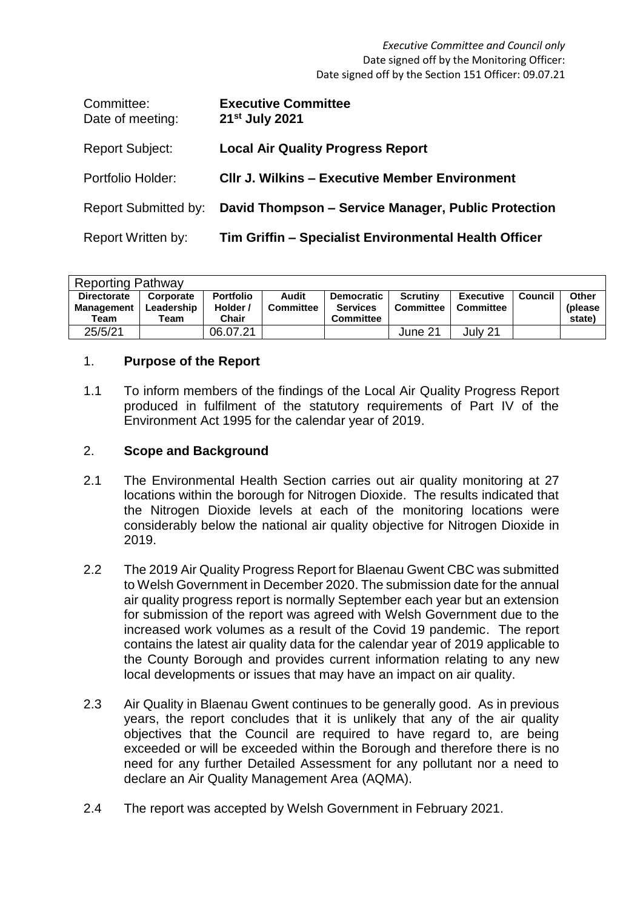*Executive Committee and Council only*
Date signed off by the Monitoring Officer:
Date signed off by the Section 151 Officer: 09.07.21

| | |
|---|---|
| Committee: | **Executive Committee** |
| Date of meeting: | **21st July 2021** |
| Report Subject: | **Local Air Quality Progress Report** |
| Portfolio Holder: | **Cllr J. Wilkins – Executive Member Environment** |
| Report Submitted by: | **David Thompson – Service Manager, Public Protection** |
| Report Written by: | **Tim Griffin – Specialist Environmental Health Officer** |

| Reporting Pathway | | | | | | | | |
|---|---|---|---|---|---|---|---|---|
| **Directorate Management Team** | **Corporate Leadership Team** | **Portfolio Holder / Chair** | **Audit Committee** | **Democratic Services Committee** | **Scrutiny Committee** | **Executive Committee** | **Council** | **Other (please state)** |
| 25/5/21 | | 06.07.21 | | | June 21 | July 21 | | |

## 1. Purpose of the Report

1.1 To inform members of the findings of the Local Air Quality Progress Report produced in fulfilment of the statutory requirements of Part IV of the Environment Act 1995 for the calendar year of 2019.

## 2. Scope and Background

2.1 The Environmental Health Section carries out air quality monitoring at 27 locations within the borough for Nitrogen Dioxide. The results indicated that the Nitrogen Dioxide levels at each of the monitoring locations were considerably below the national air quality objective for Nitrogen Dioxide in 2019.

2.2 The 2019 Air Quality Progress Report for Blaenau Gwent CBC was submitted to Welsh Government in December 2020. The submission date for the annual air quality progress report is normally September each year but an extension for submission of the report was agreed with Welsh Government due to the increased work volumes as a result of the Covid 19 pandemic. The report contains the latest air quality data for the calendar year of 2019 applicable to the County Borough and provides current information relating to any new local developments or issues that may have an impact on air quality.

2.3 Air Quality in Blaenau Gwent continues to be generally good. As in previous years, the report concludes that it is unlikely that any of the air quality objectives that the Council are required to have regard to, are being exceeded or will be exceeded within the Borough and therefore there is no need for any further Detailed Assessment for any pollutant nor a need to declare an Air Quality Management Area (AQMA).

2.4 The report was accepted by Welsh Government in February 2021.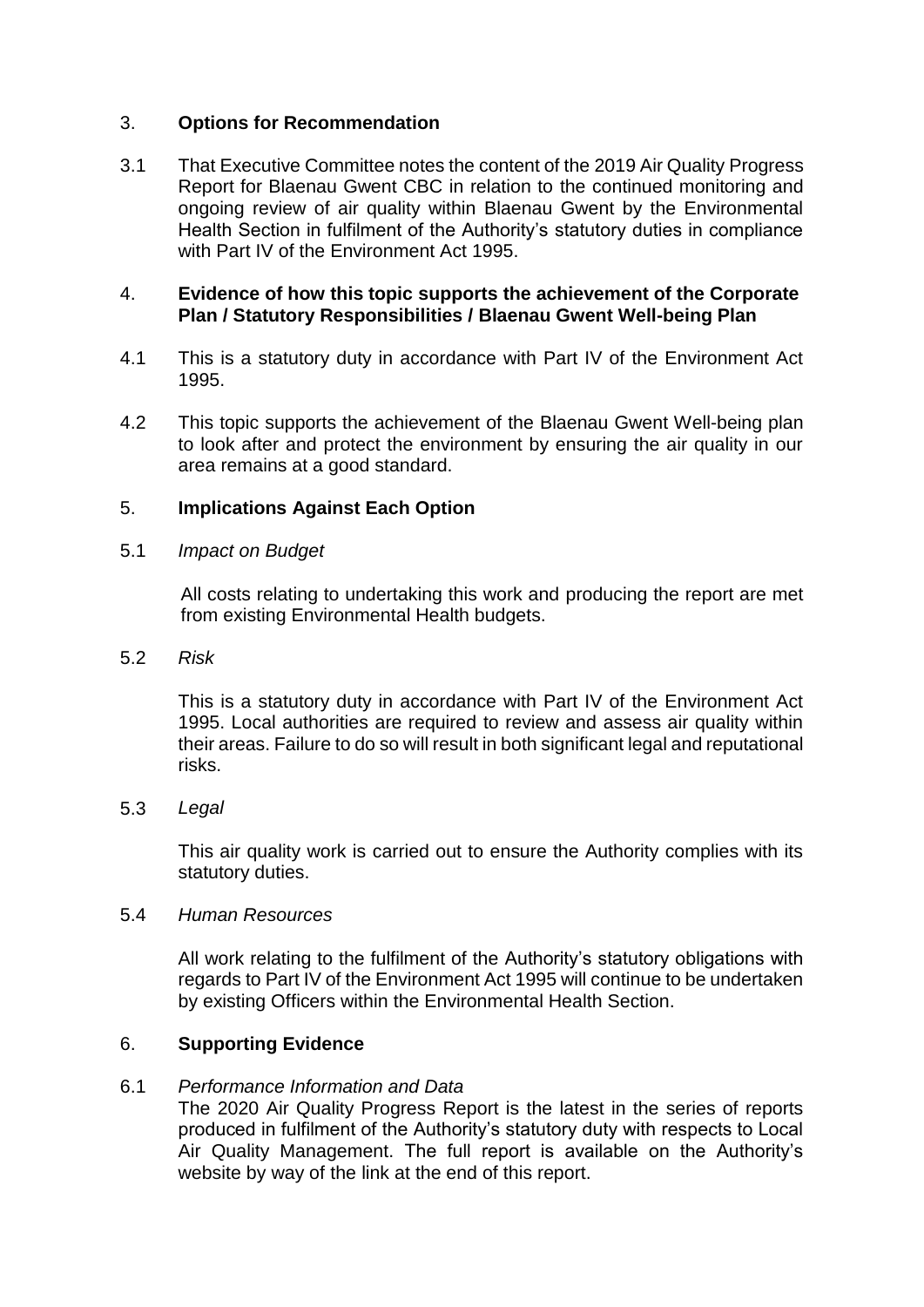## 3. Options for Recommendation

3.1 That Executive Committee notes the content of the 2019 Air Quality Progress Report for Blaenau Gwent CBC in relation to the continued monitoring and ongoing review of air quality within Blaenau Gwent by the Environmental Health Section in fulfilment of the Authority's statutory duties in compliance with Part IV of the Environment Act 1995.

## 4. Evidence of how this topic supports the achievement of the Corporate Plan / Statutory Responsibilities / Blaenau Gwent Well-being Plan

4.1 This is a statutory duty in accordance with Part IV of the Environment Act 1995.

4.2 This topic supports the achievement of the Blaenau Gwent Well-being plan to look after and protect the environment by ensuring the air quality in our area remains at a good standard.

## 5. Implications Against Each Option

5.1 *Impact on Budget*

All costs relating to undertaking this work and producing the report are met from existing Environmental Health budgets.

5.2 *Risk*

This is a statutory duty in accordance with Part IV of the Environment Act 1995. Local authorities are required to review and assess air quality within their areas. Failure to do so will result in both significant legal and reputational risks.

5.3 *Legal*

This air quality work is carried out to ensure the Authority complies with its statutory duties.

5.4 *Human Resources*

All work relating to the fulfilment of the Authority's statutory obligations with regards to Part IV of the Environment Act 1995 will continue to be undertaken by existing Officers within the Environmental Health Section.

## 6. Supporting Evidence

6.1 *Performance Information and Data*
The 2020 Air Quality Progress Report is the latest in the series of reports produced in fulfilment of the Authority's statutory duty with respects to Local Air Quality Management. The full report is available on the Authority's website by way of the link at the end of this report.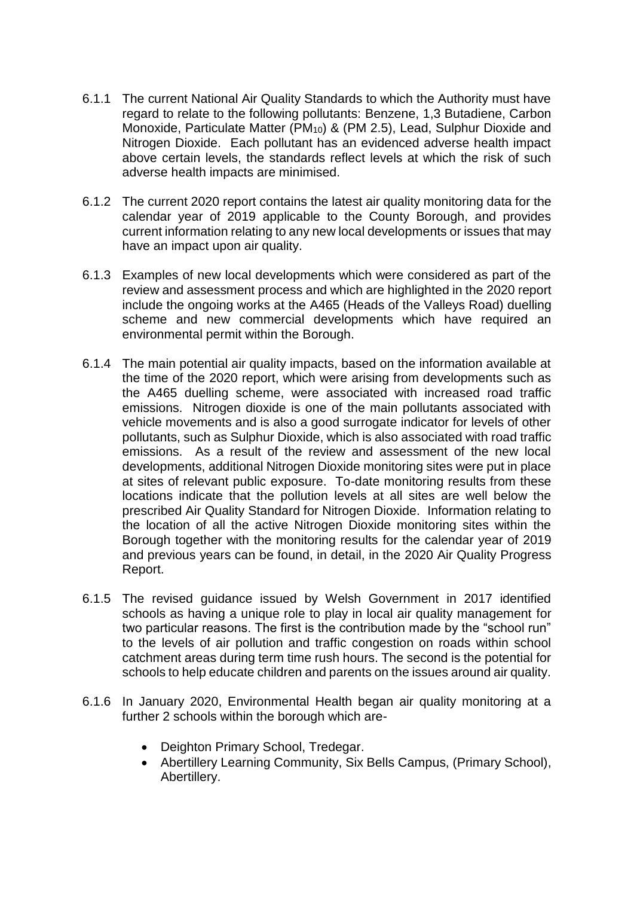6.1.1 The current National Air Quality Standards to which the Authority must have regard to relate to the following pollutants: Benzene, 1,3 Butadiene, Carbon Monoxide, Particulate Matter ($PM_{10}$) & (PM 2.5), Lead, Sulphur Dioxide and Nitrogen Dioxide. Each pollutant has an evidenced adverse health impact above certain levels, the standards reflect levels at which the risk of such adverse health impacts are minimised.

6.1.2 The current 2020 report contains the latest air quality monitoring data for the calendar year of 2019 applicable to the County Borough, and provides current information relating to any new local developments or issues that may have an impact upon air quality.

6.1.3 Examples of new local developments which were considered as part of the review and assessment process and which are highlighted in the 2020 report include the ongoing works at the A465 (Heads of the Valleys Road) duelling scheme and new commercial developments which have required an environmental permit within the Borough.

6.1.4 The main potential air quality impacts, based on the information available at the time of the 2020 report, which were arising from developments such as the A465 duelling scheme, were associated with increased road traffic emissions. Nitrogen dioxide is one of the main pollutants associated with vehicle movements and is also a good surrogate indicator for levels of other pollutants, such as Sulphur Dioxide, which is also associated with road traffic emissions. As a result of the review and assessment of the new local developments, additional Nitrogen Dioxide monitoring sites were put in place at sites of relevant public exposure. To-date monitoring results from these locations indicate that the pollution levels at all sites are well below the prescribed Air Quality Standard for Nitrogen Dioxide. Information relating to the location of all the active Nitrogen Dioxide monitoring sites within the Borough together with the monitoring results for the calendar year of 2019 and previous years can be found, in detail, in the 2020 Air Quality Progress Report.

6.1.5 The revised guidance issued by Welsh Government in 2017 identified schools as having a unique role to play in local air quality management for two particular reasons. The first is the contribution made by the "school run" to the levels of air pollution and traffic congestion on roads within school catchment areas during term time rush hours. The second is the potential for schools to help educate children and parents on the issues around air quality.

6.1.6 In January 2020, Environmental Health began air quality monitoring at a further 2 schools within the borough which are-

- Deighton Primary School, Tredegar.
- Abertillery Learning Community, Six Bells Campus, (Primary School), Abertillery.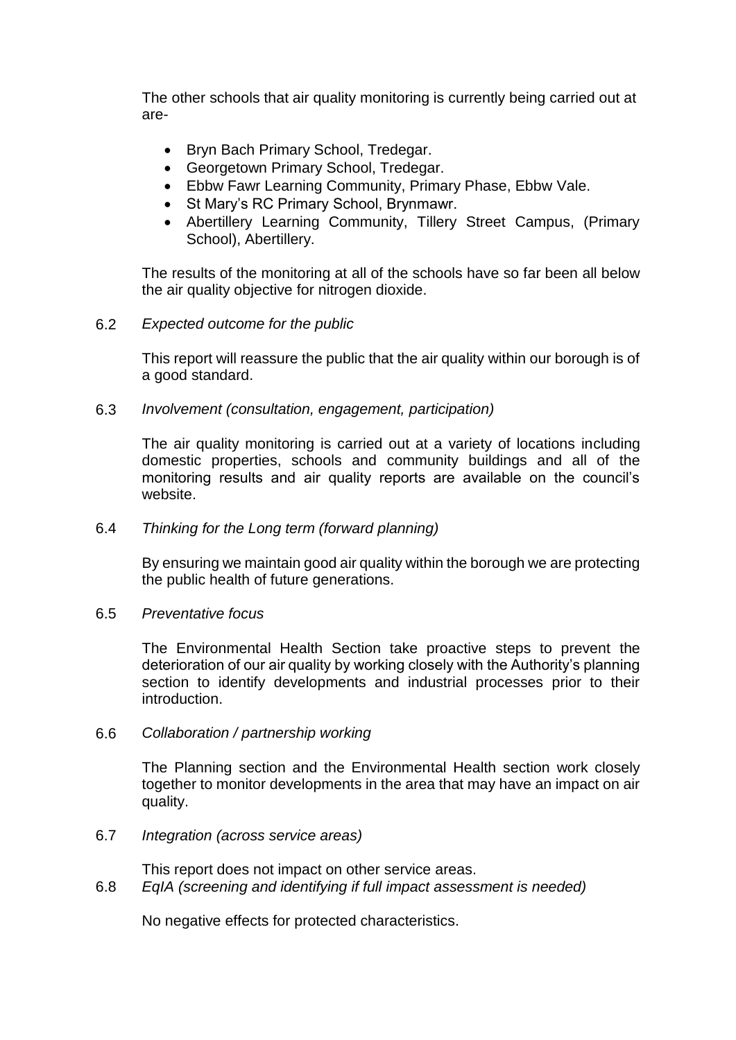The other schools that air quality monitoring is currently being carried out at are-

- Bryn Bach Primary School, Tredegar.
- Georgetown Primary School, Tredegar.
- Ebbw Fawr Learning Community, Primary Phase, Ebbw Vale.
- St Mary's RC Primary School, Brynmawr.
- Abertillery Learning Community, Tillery Street Campus, (Primary School), Abertillery.

The results of the monitoring at all of the schools have so far been all below the air quality objective for nitrogen dioxide.

6.2 *Expected outcome for the public*

This report will reassure the public that the air quality within our borough is of a good standard.

6.3 *Involvement (consultation, engagement, participation)*

The air quality monitoring is carried out at a variety of locations including domestic properties, schools and community buildings and all of the monitoring results and air quality reports are available on the council's website.

6.4 *Thinking for the Long term (forward planning)*

By ensuring we maintain good air quality within the borough we are protecting the public health of future generations.

6.5 *Preventative focus*

The Environmental Health Section take proactive steps to prevent the deterioration of our air quality by working closely with the Authority's planning section to identify developments and industrial processes prior to their introduction.

6.6 *Collaboration / partnership working*

The Planning section and the Environmental Health section work closely together to monitor developments in the area that may have an impact on air quality.

6.7 *Integration (across service areas)*

This report does not impact on other service areas.

6.8 *EqIA (screening and identifying if full impact assessment is needed)*

No negative effects for protected characteristics.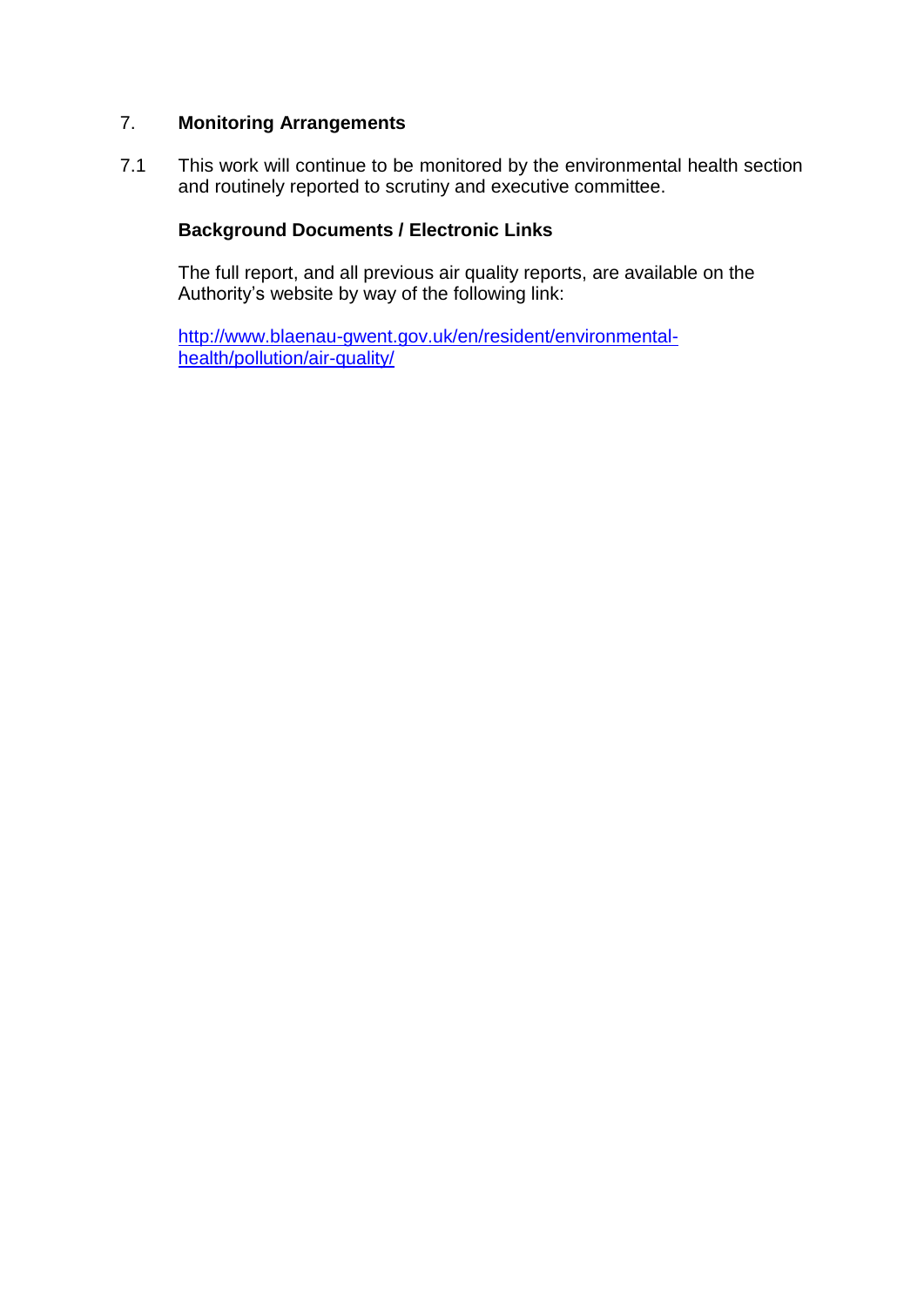## 7. Monitoring Arrangements

7.1 This work will continue to be monitored by the environmental health section and routinely reported to scrutiny and executive committee.

**Background Documents / Electronic Links**

The full report, and all previous air quality reports, are available on the Authority's website by way of the following link:

[http://www.blaenau-gwent.gov.uk/en/resident/environmental-health/pollution/air-quality/](http://www.blaenau-gwent.gov.uk/en/resident/environmental-health/pollution/air-quality/)